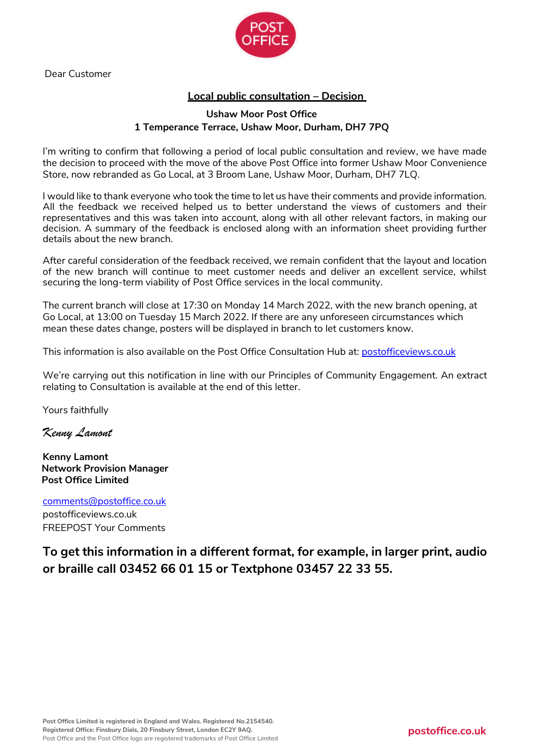Dear Customer

## Local public consultation – Decision

**Ushaw Moor Post Office**
**1 Temperance Terrace, Ushaw Moor, Durham, DH7 7PQ**

I'm writing to confirm that following a period of local public consultation and review, we have made the decision to proceed with the move of the above Post Office into former Ushaw Moor Convenience Store, now rebranded as Go Local, at 3 Broom Lane, Ushaw Moor, Durham, DH7 7LQ.

I would like to thank everyone who took the time to let us have their comments and provide information. All the feedback we received helped us to better understand the views of customers and their representatives and this was taken into account, along with all other relevant factors, in making our decision. A summary of the feedback is enclosed along with an information sheet providing further details about the new branch.

After careful consideration of the feedback received, we remain confident that the layout and location of the new branch will continue to meet customer needs and deliver an excellent service, whilst securing the long-term viability of Post Office services in the local community.

The current branch will close at 17:30 on Monday 14 March 2022, with the new branch opening, at Go Local, at 13:00 on Tuesday 15 March 2022. If there are any unforeseen circumstances which mean these dates change, posters will be displayed in branch to let customers know.

This information is also available on the Post Office Consultation Hub at: postofficeviews.co.uk

We're carrying out this notification in line with our Principles of Community Engagement. An extract relating to Consultation is available at the end of this letter.

Yours faithfully

*Kenny Lamont*

**Kenny Lamont**
**Network Provision Manager**
**Post Office Limited**

comments@postoffice.co.uk
postofficeviews.co.uk
FREEPOST Your Comments

**To get this information in a different format, for example, in larger print, audio or braille call 03452 66 01 15 or Textphone 03457 22 33 55.**

Post Office Limited is registered in England and Wales. Registered No.2154540.
Registered Office: Finsbury Dials, 20 Finsbury Street, London EC2Y 9AQ.
Post Office and the Post Office logo are registered trademarks of Post Office Limited

postoffice.co.uk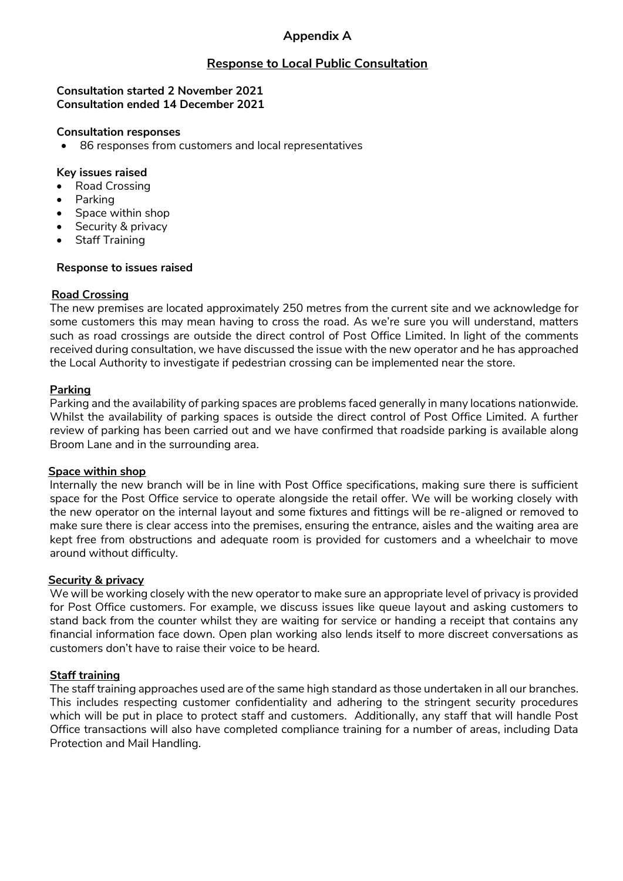## Appendix A

## Response to Local Public Consultation

**Consultation started 2 November 2021**
**Consultation ended 14 December 2021**

**Consultation responses**

- 86 responses from customers and local representatives

**Key issues raised**

- Road Crossing
- Parking
- Space within shop
- Security & privacy
- Staff Training

**Response to issues raised**

### Road Crossing

The new premises are located approximately 250 metres from the current site and we acknowledge for some customers this may mean having to cross the road. As we're sure you will understand, matters such as road crossings are outside the direct control of Post Office Limited. In light of the comments received during consultation, we have discussed the issue with the new operator and he has approached the Local Authority to investigate if pedestrian crossing can be implemented near the store.

### Parking

Parking and the availability of parking spaces are problems faced generally in many locations nationwide. Whilst the availability of parking spaces is outside the direct control of Post Office Limited. A further review of parking has been carried out and we have confirmed that roadside parking is available along Broom Lane and in the surrounding area.

### Space within shop

Internally the new branch will be in line with Post Office specifications, making sure there is sufficient space for the Post Office service to operate alongside the retail offer. We will be working closely with the new operator on the internal layout and some fixtures and fittings will be re-aligned or removed to make sure there is clear access into the premises, ensuring the entrance, aisles and the waiting area are kept free from obstructions and adequate room is provided for customers and a wheelchair to move around without difficulty.

### Security & privacy

We will be working closely with the new operator to make sure an appropriate level of privacy is provided for Post Office customers. For example, we discuss issues like queue layout and asking customers to stand back from the counter whilst they are waiting for service or handing a receipt that contains any financial information face down. Open plan working also lends itself to more discreet conversations as customers don't have to raise their voice to be heard.

### Staff training

The staff training approaches used are of the same high standard as those undertaken in all our branches. This includes respecting customer confidentiality and adhering to the stringent security procedures which will be put in place to protect staff and customers. Additionally, any staff that will handle Post Office transactions will also have completed compliance training for a number of areas, including Data Protection and Mail Handling.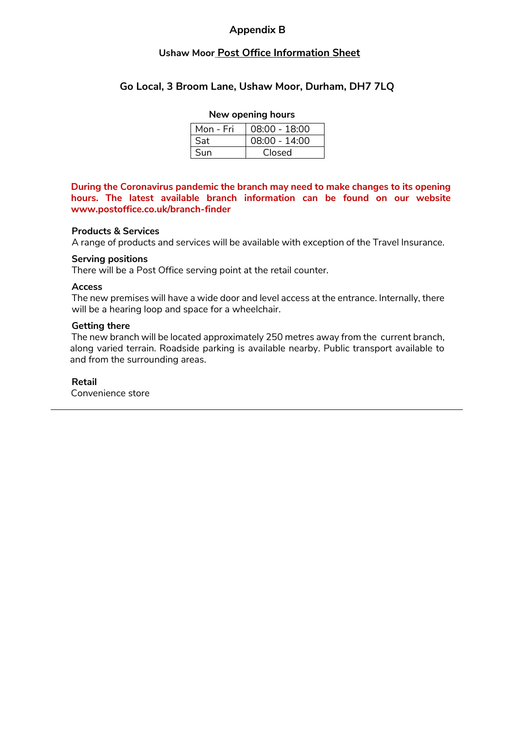# Appendix B

## Ushaw Moor Post Office Information Sheet

### Go Local, 3 Broom Lane, Ushaw Moor, Durham, DH7 7LQ

**New opening hours**

| Mon - Fri | 08:00 - 18:00 |
|---|---|
| Sat | 08:00 - 14:00 |
| Sun | Closed |

**During the Coronavirus pandemic the branch may need to make changes to its opening hours. The latest available branch information can be found on our website www.postoffice.co.uk/branch-finder**

**Products & Services**
A range of products and services will be available with exception of the Travel Insurance.

**Serving positions**
There will be a Post Office serving point at the retail counter.

**Access**
The new premises will have a wide door and level access at the entrance. Internally, there will be a hearing loop and space for a wheelchair.

**Getting there**
The new branch will be located approximately 250 metres away from the current branch, along varied terrain. Roadside parking is available nearby. Public transport available to and from the surrounding areas.

**Retail**
Convenience store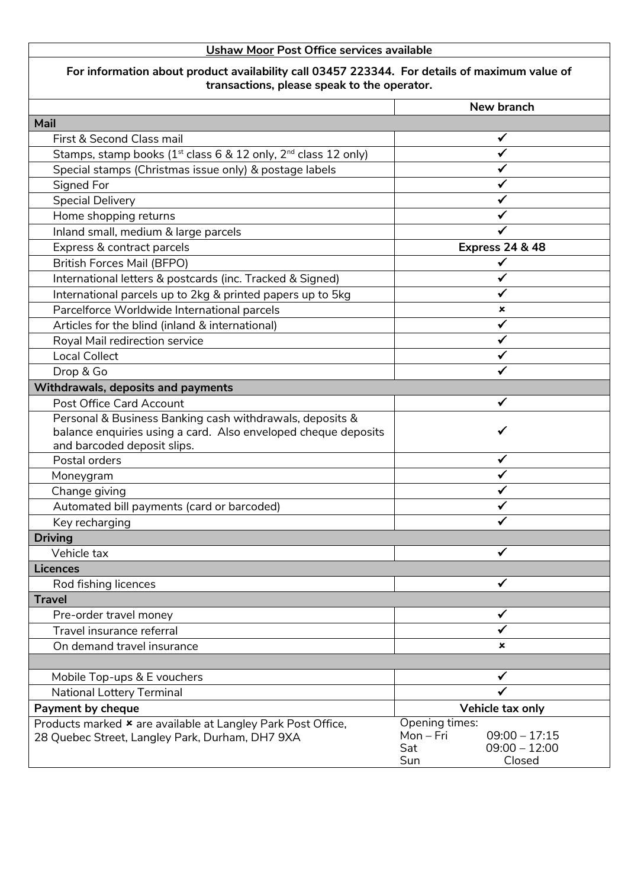| Ushaw Moor Post Office services available | |
|---|---|
| **For information about product availability call 03457 223344. For details of maximum value of transactions, please speak to the operator.** | |
| | **New branch** |
| **Mail** | |
| First & Second Class mail | ✓ |
| Stamps, stamp books (1st class 6 & 12 only, 2nd class 12 only) | ✓ |
| Special stamps (Christmas issue only) & postage labels | ✓ |
| Signed For | ✓ |
| Special Delivery | ✓ |
| Home shopping returns | ✓ |
| Inland small, medium & large parcels | ✓ |
| Express & contract parcels | **Express 24 & 48** |
| British Forces Mail (BFPO) | ✓ |
| International letters & postcards (inc. Tracked & Signed) | ✓ |
| International parcels up to 2kg & printed papers up to 5kg | ✓ |
| Parcelforce Worldwide International parcels | × |
| Articles for the blind (inland & international) | ✓ |
| Royal Mail redirection service | ✓ |
| Local Collect | ✓ |
| Drop & Go | ✓ |
| **Withdrawals, deposits and payments** | |
| Post Office Card Account | ✓ |
| Personal & Business Banking cash withdrawals, deposits & balance enquiries using a card. Also enveloped cheque deposits and barcoded deposit slips. | ✓ |
| Postal orders | ✓ |
| Moneygram | ✓ |
| Change giving | ✓ |
| Automated bill payments (card or barcoded) | ✓ |
| Key recharging | ✓ |
| **Driving** | |
| Vehicle tax | ✓ |
| **Licences** | |
| Rod fishing licences | ✓ |
| **Travel** | |
| Pre-order travel money | ✓ |
| Travel insurance referral | ✓ |
| On demand travel insurance | × |
| | |
| Mobile Top-ups & E vouchers | ✓ |
| National Lottery Terminal | ✓ |
| **Payment by cheque** | **Vehicle tax only** |
| Products marked × are available at Langley Park Post Office, 28 Quebec Street, Langley Park, Durham, DH7 9XA | Opening times:<br>Mon – Fri 09:00 – 17:15<br>Sat 09:00 – 12:00<br>Sun Closed |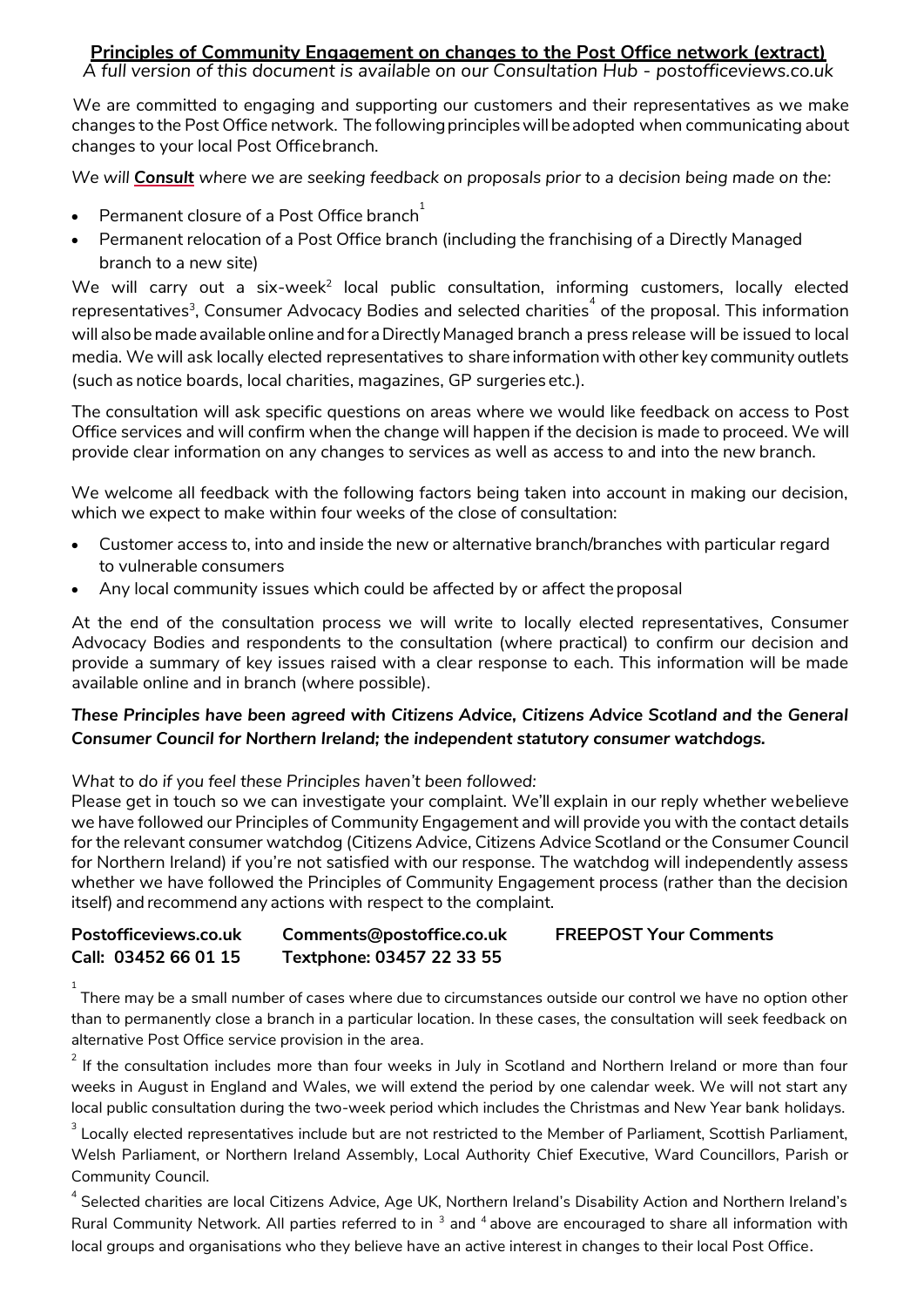**Principles of Community Engagement on changes to the Post Office network (extract)**

*A full version of this document is available on our Consultation Hub - postofficeviews.co.uk*

We are committed to engaging and supporting our customers and their representatives as we make changes to the Post Office network. The following principles will be adopted when communicating about changes to your local Post Office branch.

*We will **Consult** where we are seeking feedback on proposals prior to a decision being made on the:*

- Permanent closure of a Post Office branch[1]
- Permanent relocation of a Post Office branch (including the franchising of a Directly Managed branch to a new site)

We will carry out a six-week[2] local public consultation, informing customers, locally elected representatives[3], Consumer Advocacy Bodies and selected charities[4] of the proposal. This information will also be made available online and for a Directly Managed branch a press release will be issued to local media. We will ask locally elected representatives to share information with other key community outlets (such as notice boards, local charities, magazines, GP surgeries etc.).

The consultation will ask specific questions on areas where we would like feedback on access to Post Office services and will confirm when the change will happen if the decision is made to proceed. We will provide clear information on any changes to services as well as access to and into the new branch.

We welcome all feedback with the following factors being taken into account in making our decision, which we expect to make within four weeks of the close of consultation:

- Customer access to, into and inside the new or alternative branch/branches with particular regard to vulnerable consumers
- Any local community issues which could be affected by or affect the proposal

At the end of the consultation process we will write to locally elected representatives, Consumer Advocacy Bodies and respondents to the consultation (where practical) to confirm our decision and provide a summary of key issues raised with a clear response to each. This information will be made available online and in branch (where possible).

***These Principles have been agreed with Citizens Advice, Citizens Advice Scotland and the General Consumer Council for Northern Ireland; the independent statutory consumer watchdogs.***

*What to do if you feel these Principles haven't been followed:*

Please get in touch so we can investigate your complaint. We'll explain in our reply whether we believe we have followed our Principles of Community Engagement and will provide you with the contact details for the relevant consumer watchdog (Citizens Advice, Citizens Advice Scotland or the Consumer Council for Northern Ireland) if you're not satisfied with our response. The watchdog will independently assess whether we have followed the Principles of Community Engagement process (rather than the decision itself) and recommend any actions with respect to the complaint.

**Postofficeviews.co.uk** **Comments@postoffice.co.uk** **FREEPOST Your Comments**

**Call: 03452 66 01 15** **Textphone: 03457 22 33 55**

[1] There may be a small number of cases where due to circumstances outside our control we have no option other than to permanently close a branch in a particular location. In these cases, the consultation will seek feedback on alternative Post Office service provision in the area.

[2] If the consultation includes more than four weeks in July in Scotland and Northern Ireland or more than four weeks in August in England and Wales, we will extend the period by one calendar week. We will not start any local public consultation during the two-week period which includes the Christmas and New Year bank holidays.

[3] Locally elected representatives include but are not restricted to the Member of Parliament, Scottish Parliament, Welsh Parliament, or Northern Ireland Assembly, Local Authority Chief Executive, Ward Councillors, Parish or Community Council.

[4] Selected charities are local Citizens Advice, Age UK, Northern Ireland's Disability Action and Northern Ireland's Rural Community Network. All parties referred to in [3] and [4] above are encouraged to share all information with local groups and organisations who they believe have an active interest in changes to their local Post Office.